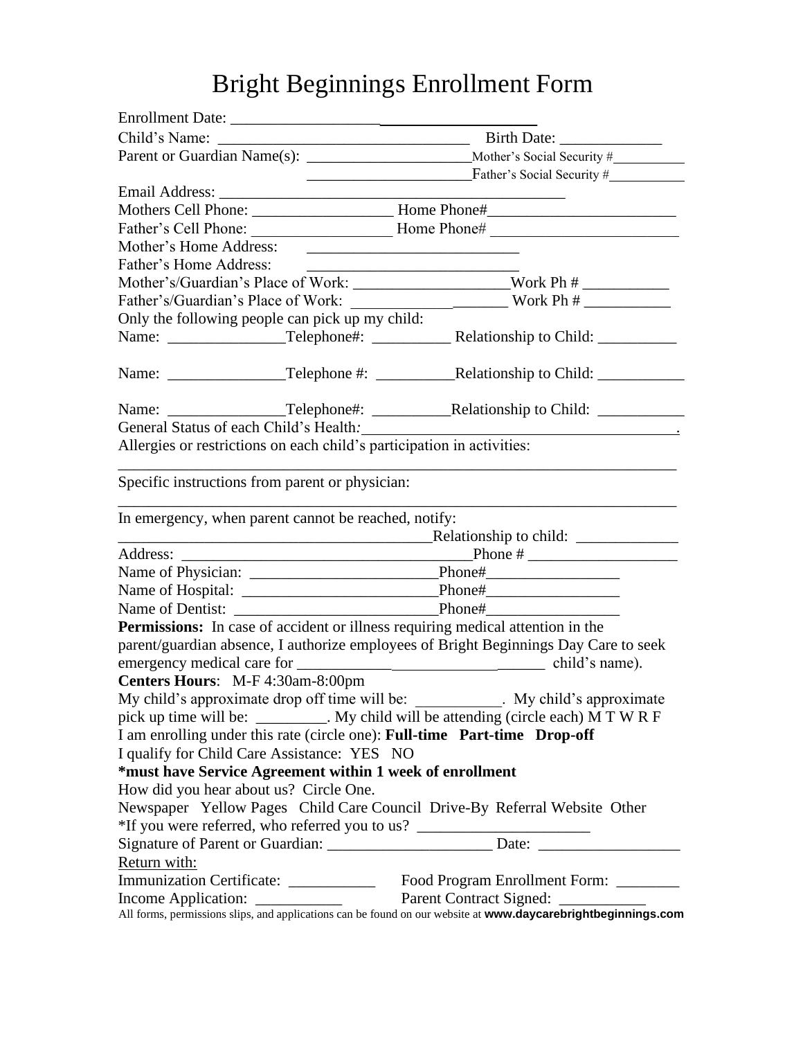# Bright Beginnings Enrollment Form

Enrollment Date: ______________________________________

Child's Name: _______________________________ Birth Date: _____________

Parent or Guardian Name(s): _____________________ Mother's Social Security #__________

_____________________ Father's Social Security #__________

Email Address: ____________________________________________

Mothers Cell Phone: __________________ Home Phone#_______________________

Father's Cell Phone: __________________ Home Phone# _______________________

Mother's Home Address: ___________________________

Father's Home Address: ___________________________

Mother's/Guardian's Place of Work: ___________________Work Ph # ___________

Father's/Guardian's Place of Work: ____________________ Work Ph # ___________

Only the following people can pick up my child:

Name: _______________Telephone#: __________ Relationship to Child: __________

Name: _______________Telephone #: __________Relationship to Child: ___________

Name: _______________Telephone#: __________Relationship to Child: ___________

General Status of each Child's Health:________________________________________.

Allergies or restrictions on each child's participation in activities:

_________________________________________________________________________

Specific instructions from parent or physician:

_________________________________________________________________________

In emergency, when parent cannot be reached, notify:

__________________________________________Relationship to child: _____________

Address: _____________________________________Phone # ___________________

Name of Physician: ________________________Phone#_________________

Name of Hospital: _________________________Phone#_________________

Name of Dentist: __________________________Phone#_________________

**Permissions:** In case of accident or illness requiring medical attention in the parent/guardian absence, I authorize employees of Bright Beginnings Day Care to seek emergency medical care for ________________________________ child's name).

**Centers Hours**: M-F 4:30am-8:00pm

My child's approximate drop off time will be: ___________. My child's approximate pick up time will be: _________. My child will be attending (circle each) M T W R F

I am enrolling under this rate (circle one): **Full-time Part-time Drop-off**

I qualify for Child Care Assistance: YES NO

**\*must have Service Agreement within 1 week of enrollment**

How did you hear about us? Circle One.

Newspaper Yellow Pages Child Care Council Drive-By Referral Website Other

*If you were referred, who referred you to us? ______________________

Signature of Parent or Guardian: _____________________ Date: __________________

Return with:

Immunization Certificate: ___________ Food Program Enrollment Form: ________

Income Application: ___________ Parent Contract Signed: ___________

All forms, permissions slips, and applications can be found on our website at **www.daycarebrightbeginnings.com**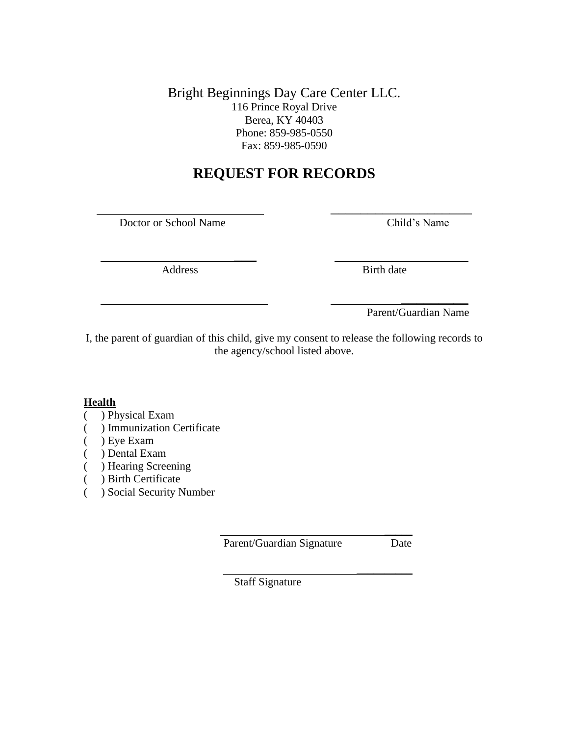Bright Beginnings Day Care Center LLC.
116 Prince Royal Drive
Berea, KY 40403
Phone: 859-985-0550
Fax: 859-985-0590

# REQUEST FOR RECORDS

______________________________ Doctor or School Name

______________________________ Child's Name

______________________________ Address

______________________________ Birth date

______________________________

______________________________ Parent/Guardian Name

I, the parent of guardian of this child, give my consent to release the following records to the agency/school listed above.

**Health**

( ) Physical Exam
( ) Immunization Certificate
( ) Eye Exam
( ) Dental Exam
( ) Hearing Screening
( ) Birth Certificate
( ) Social Security Number

______________________________ Parent/Guardian Signature Date

______________________________ Staff Signature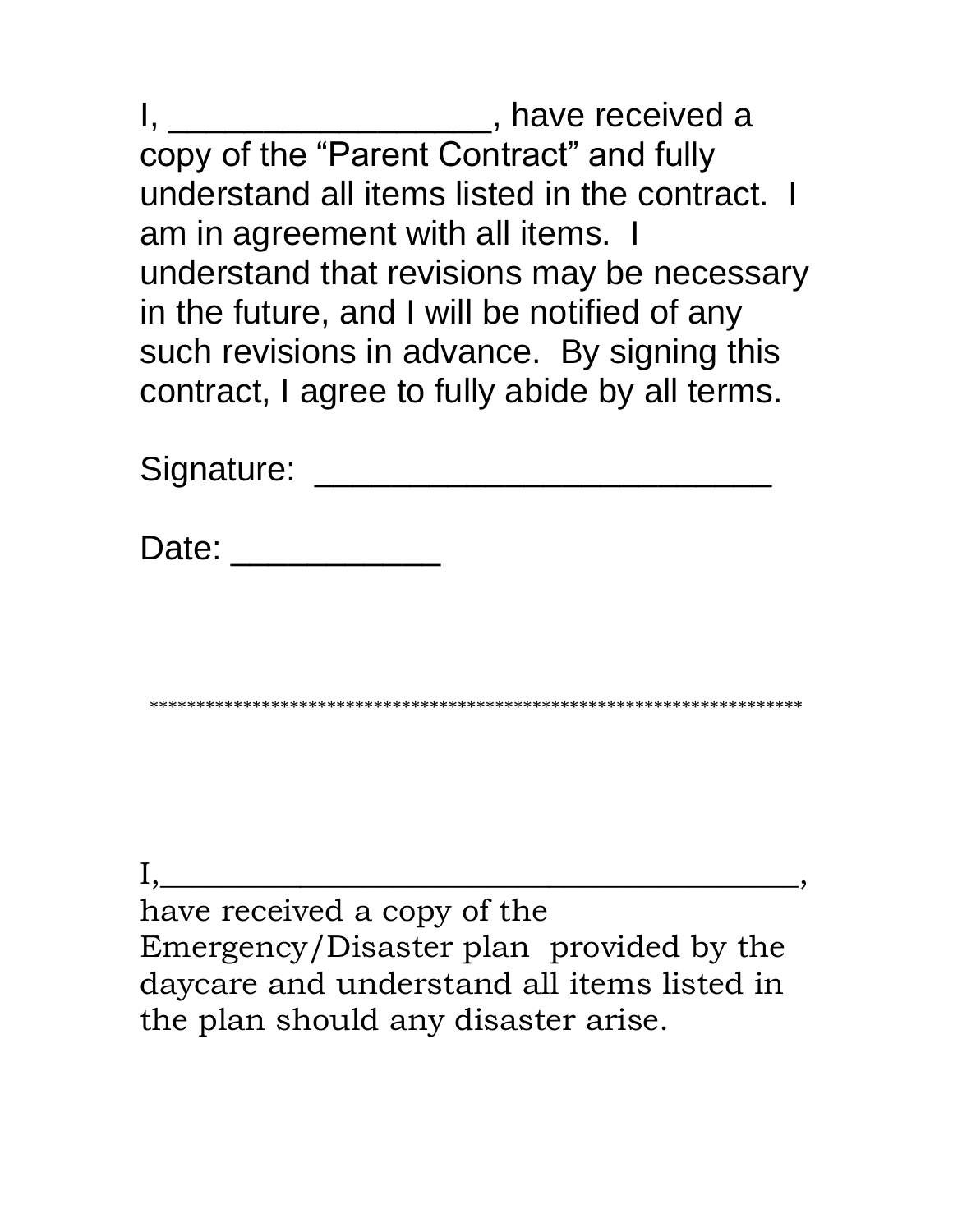I, _________________, have received a copy of the "Parent Contract" and fully understand all items listed in the contract. I am in agreement with all items. I understand that revisions may be necessary in the future, and I will be notified of any such revisions in advance. By signing this contract, I agree to fully abide by all terms.

Signature: _______________________

Date: ___________

*********************************************************************

I,________________________________________, have received a copy of the Emergency/Disaster plan provided by the daycare and understand all items listed in the plan should any disaster arise.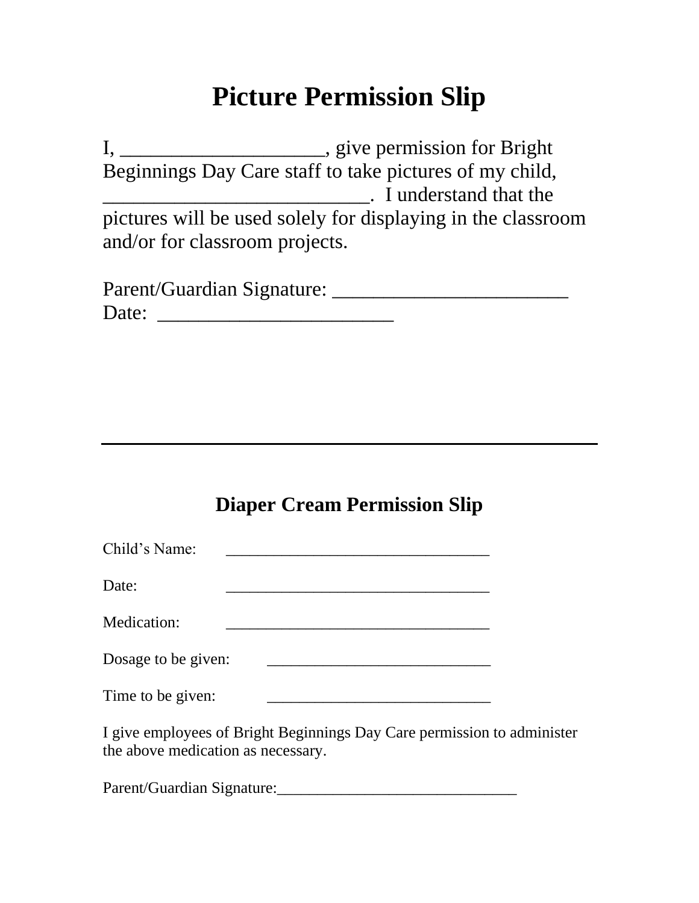# Picture Permission Slip

I, ____________________, give permission for Bright Beginnings Day Care staff to take pictures of my child, __________________________.  I understand that the pictures will be used solely for displaying in the classroom and/or for classroom projects.

Parent/Guardian Signature: _______________________
Date: _______________________

---

## Diaper Cream Permission Slip

Child's Name: ________________________________

Date: ________________________________

Medication: ________________________________

Dosage to be given: ____________________________

Time to be given: ____________________________

I give employees of Bright Beginnings Day Care permission to administer the above medication as necessary.

Parent/Guardian Signature:______________________________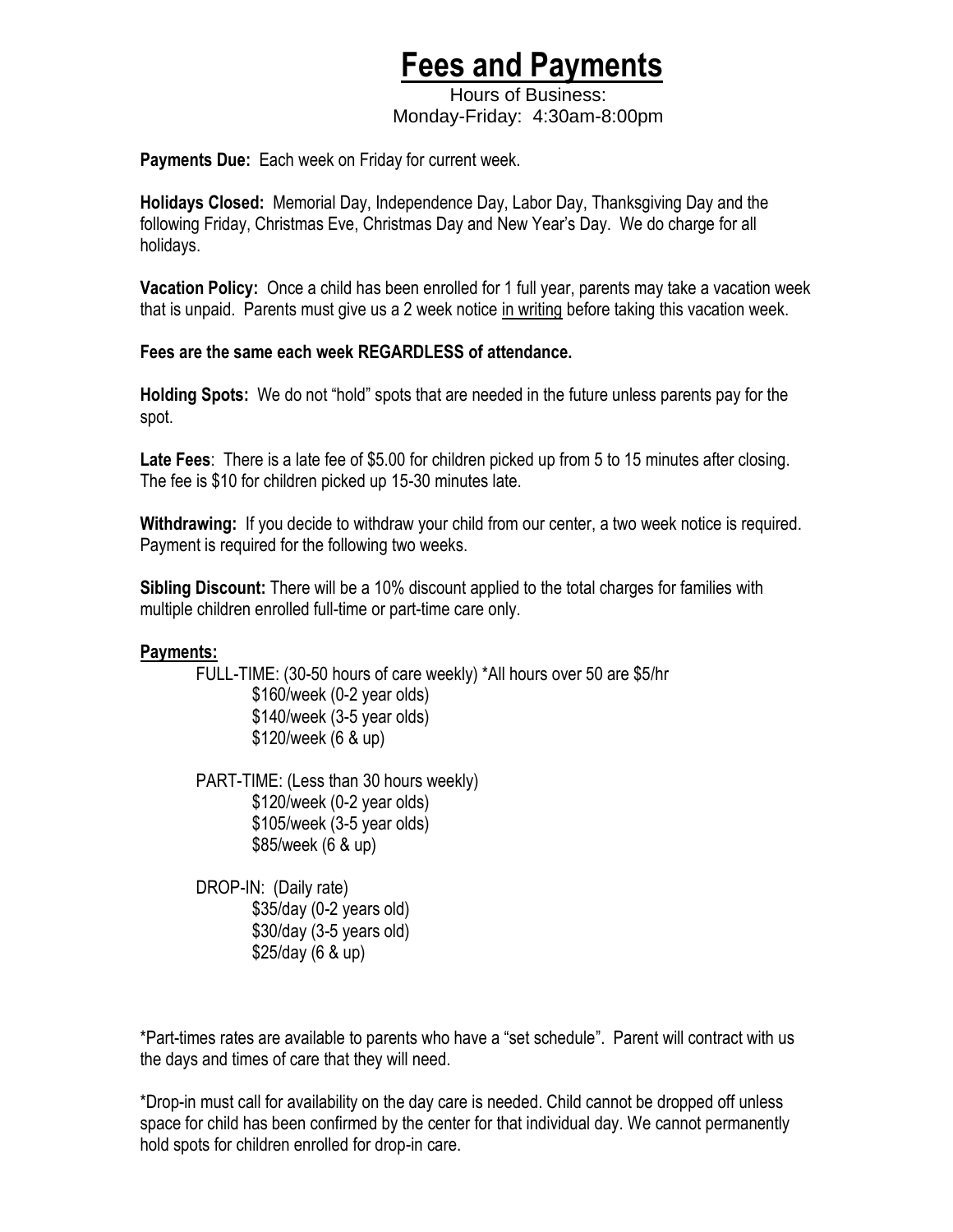# Fees and Payments

Hours of Business:
Monday-Friday: 4:30am-8:00pm

**Payments Due:** Each week on Friday for current week.

**Holidays Closed:** Memorial Day, Independence Day, Labor Day, Thanksgiving Day and the following Friday, Christmas Eve, Christmas Day and New Year's Day. We do charge for all holidays.

**Vacation Policy:** Once a child has been enrolled for 1 full year, parents may take a vacation week that is unpaid. Parents must give us a 2 week notice in writing before taking this vacation week.

**Fees are the same each week REGARDLESS of attendance.**

**Holding Spots:** We do not "hold" spots that are needed in the future unless parents pay for the spot.

**Late Fees**: There is a late fee of $5.00 for children picked up from 5 to 15 minutes after closing. The fee is $10 for children picked up 15-30 minutes late.

**Withdrawing:** If you decide to withdraw your child from our center, a two week notice is required. Payment is required for the following two weeks.

**Sibling Discount:** There will be a 10% discount applied to the total charges for families with multiple children enrolled full-time or part-time care only.

## Payments:

FULL-TIME: (30-50 hours of care weekly) *All hours over 50 are $5/hr
- $160/week (0-2 year olds)
- $140/week (3-5 year olds)
- $120/week (6 & up)

PART-TIME: (Less than 30 hours weekly)
- $120/week (0-2 year olds)
- $105/week (3-5 year olds)
- $85/week (6 & up)

DROP-IN: (Daily rate)
- $35/day (0-2 years old)
- $30/day (3-5 years old)
- $25/day (6 & up)

*Part-times rates are available to parents who have a "set schedule". Parent will contract with us the days and times of care that they will need.

*Drop-in must call for availability on the day care is needed. Child cannot be dropped off unless space for child has been confirmed by the center for that individual day. We cannot permanently hold spots for children enrolled for drop-in care.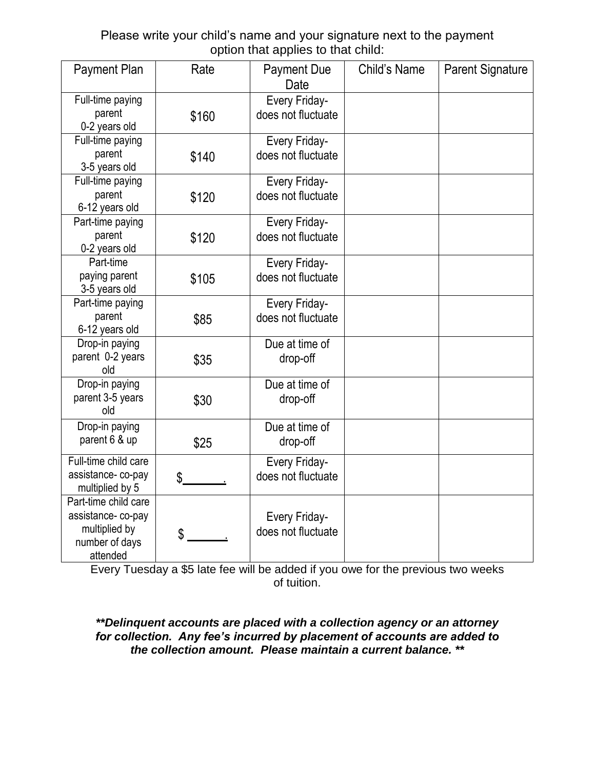Please write your child's name and your signature next to the payment option that applies to that child:

| Payment Plan | Rate | Payment Due Date | Child's Name | Parent Signature |
|---|---|---|---|---|
| Full-time paying parent 0-2 years old | $160 | Every Friday- does not fluctuate | | |
| Full-time paying parent 3-5 years old | $140 | Every Friday- does not fluctuate | | |
| Full-time paying parent 6-12 years old | $120 | Every Friday- does not fluctuate | | |
| Part-time paying parent 0-2 years old | $120 | Every Friday- does not fluctuate | | |
| Part-time paying parent 3-5 years old | $105 | Every Friday- does not fluctuate | | |
| Part-time paying parent 6-12 years old | $85 | Every Friday- does not fluctuate | | |
| Drop-in paying parent 0-2 years old | $35 | Due at time of drop-off | | |
| Drop-in paying parent 3-5 years old | $30 | Due at time of drop-off | | |
| Drop-in paying parent 6 & up | $25 | Due at time of drop-off | | |
| Full-time child care assistance- co-pay multiplied by 5 | $______. | Every Friday- does not fluctuate | | |
| Part-time child care assistance- co-pay multiplied by number of days attended | $ ______. | Every Friday- does not fluctuate | | |

Every Tuesday a $5 late fee will be added if you owe for the previous two weeks of tuition.

***\*\*Delinquent accounts are placed with a collection agency or an attorney for collection. Any fee's incurred by placement of accounts are added to the collection amount. Please maintain a current balance. \*\****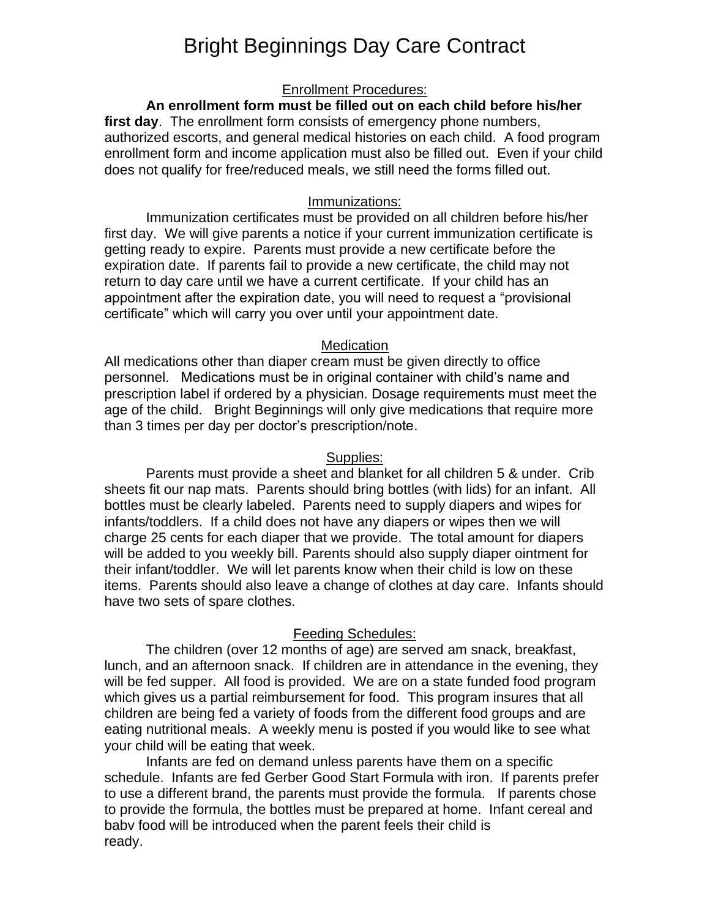# Bright Beginnings Day Care Contract

## Enrollment Procedures:

**An enrollment form must be filled out on each child before his/her first day**. The enrollment form consists of emergency phone numbers, authorized escorts, and general medical histories on each child. A food program enrollment form and income application must also be filled out. Even if your child does not qualify for free/reduced meals, we still need the forms filled out.

## Immunizations:

Immunization certificates must be provided on all children before his/her first day. We will give parents a notice if your current immunization certificate is getting ready to expire. Parents must provide a new certificate before the expiration date. If parents fail to provide a new certificate, the child may not return to day care until we have a current certificate. If your child has an appointment after the expiration date, you will need to request a "provisional certificate" which will carry you over until your appointment date.

## Medication

All medications other than diaper cream must be given directly to office personnel. Medications must be in original container with child's name and prescription label if ordered by a physician. Dosage requirements must meet the age of the child. Bright Beginnings will only give medications that require more than 3 times per day per doctor's prescription/note.

## Supplies:

Parents must provide a sheet and blanket for all children 5 & under. Crib sheets fit our nap mats. Parents should bring bottles (with lids) for an infant. All bottles must be clearly labeled. Parents need to supply diapers and wipes for infants/toddlers. If a child does not have any diapers or wipes then we will charge 25 cents for each diaper that we provide. The total amount for diapers will be added to you weekly bill. Parents should also supply diaper ointment for their infant/toddler. We will let parents know when their child is low on these items. Parents should also leave a change of clothes at day care. Infants should have two sets of spare clothes.

## Feeding Schedules:

The children (over 12 months of age) are served am snack, breakfast, lunch, and an afternoon snack. If children are in attendance in the evening, they will be fed supper. All food is provided. We are on a state funded food program which gives us a partial reimbursement for food. This program insures that all children are being fed a variety of foods from the different food groups and are eating nutritional meals. A weekly menu is posted if you would like to see what your child will be eating that week.

Infants are fed on demand unless parents have them on a specific schedule. Infants are fed Gerber Good Start Formula with iron. If parents prefer to use a different brand, the parents must provide the formula. If parents chose to provide the formula, the bottles must be prepared at home. Infant cereal and baby food will be introduced when the parent feels their child is ready.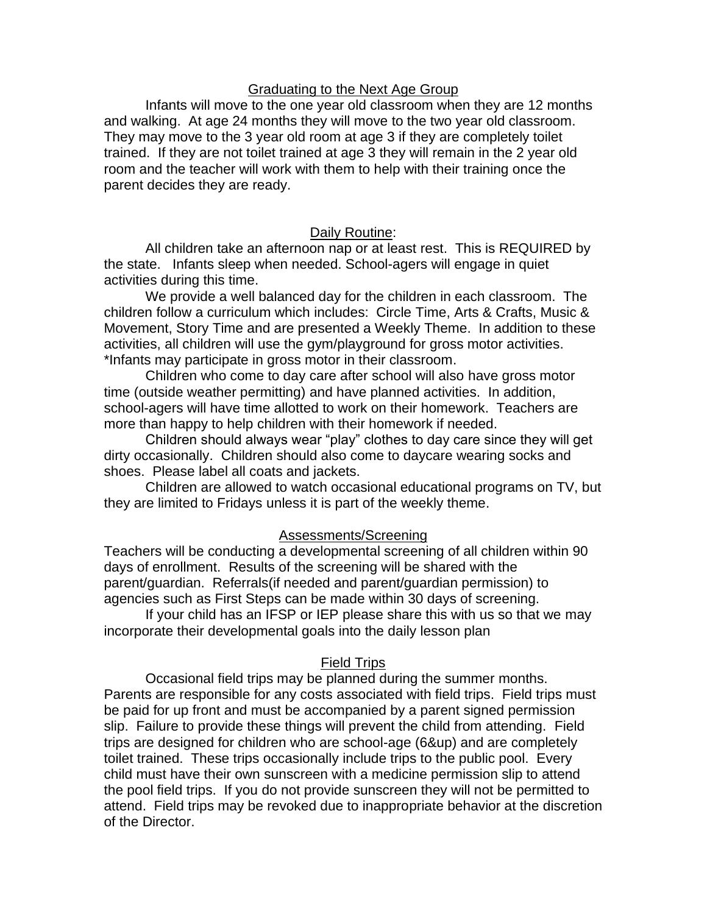## Graduating to the Next Age Group

Infants will move to the one year old classroom when they are 12 months and walking. At age 24 months they will move to the two year old classroom. They may move to the 3 year old room at age 3 if they are completely toilet trained. If they are not toilet trained at age 3 they will remain in the 2 year old room and the teacher will work with them to help with their training once the parent decides they are ready.

## Daily Routine:

All children take an afternoon nap or at least rest. This is REQUIRED by the state. Infants sleep when needed. School-agers will engage in quiet activities during this time.

We provide a well balanced day for the children in each classroom. The children follow a curriculum which includes: Circle Time, Arts & Crafts, Music & Movement, Story Time and are presented a Weekly Theme. In addition to these activities, all children will use the gym/playground for gross motor activities. *Infants may participate in gross motor in their classroom.

Children who come to day care after school will also have gross motor time (outside weather permitting) and have planned activities. In addition, school-agers will have time allotted to work on their homework. Teachers are more than happy to help children with their homework if needed.

Children should always wear "play" clothes to day care since they will get dirty occasionally. Children should also come to daycare wearing socks and shoes. Please label all coats and jackets.

Children are allowed to watch occasional educational programs on TV, but they are limited to Fridays unless it is part of the weekly theme.

## Assessments/Screening

Teachers will be conducting a developmental screening of all children within 90 days of enrollment. Results of the screening will be shared with the parent/guardian. Referrals(if needed and parent/guardian permission) to agencies such as First Steps can be made within 30 days of screening.

If your child has an IFSP or IEP please share this with us so that we may incorporate their developmental goals into the daily lesson plan

## Field Trips

Occasional field trips may be planned during the summer months. Parents are responsible for any costs associated with field trips. Field trips must be paid for up front and must be accompanied by a parent signed permission slip. Failure to provide these things will prevent the child from attending. Field trips are designed for children who are school-age (6&up) and are completely toilet trained. These trips occasionally include trips to the public pool. Every child must have their own sunscreen with a medicine permission slip to attend the pool field trips. If you do not provide sunscreen they will not be permitted to attend. Field trips may be revoked due to inappropriate behavior at the discretion of the Director.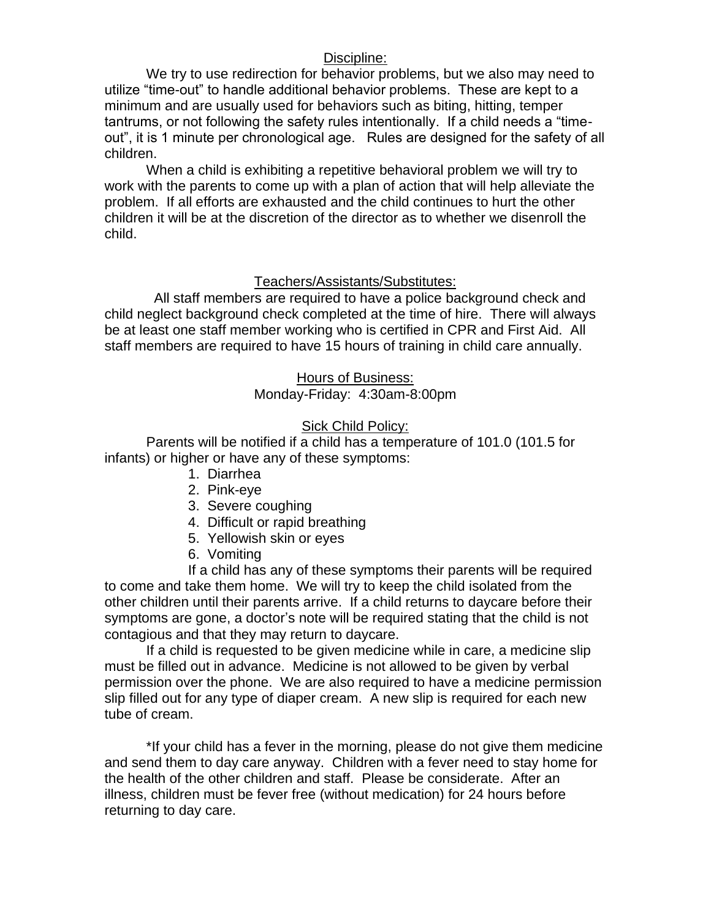## Discipline:

We try to use redirection for behavior problems, but we also may need to utilize "time-out" to handle additional behavior problems. These are kept to a minimum and are usually used for behaviors such as biting, hitting, temper tantrums, or not following the safety rules intentionally. If a child needs a "time-out", it is 1 minute per chronological age. Rules are designed for the safety of all children.

When a child is exhibiting a repetitive behavioral problem we will try to work with the parents to come up with a plan of action that will help alleviate the problem. If all efforts are exhausted and the child continues to hurt the other children it will be at the discretion of the director as to whether we disenroll the child.

## Teachers/Assistants/Substitutes:

All staff members are required to have a police background check and child neglect background check completed at the time of hire. There will always be at least one staff member working who is certified in CPR and First Aid. All staff members are required to have 15 hours of training in child care annually.

## Hours of Business:

Monday-Friday: 4:30am-8:00pm

## Sick Child Policy:

Parents will be notified if a child has a temperature of 101.0 (101.5 for infants) or higher or have any of these symptoms:

1. Diarrhea
2. Pink-eye
3. Severe coughing
4. Difficult or rapid breathing
5. Yellowish skin or eyes
6. Vomiting

If a child has any of these symptoms their parents will be required to come and take them home. We will try to keep the child isolated from the other children until their parents arrive. If a child returns to daycare before their symptoms are gone, a doctor's note will be required stating that the child is not contagious and that they may return to daycare.

If a child is requested to be given medicine while in care, a medicine slip must be filled out in advance. Medicine is not allowed to be given by verbal permission over the phone. We are also required to have a medicine permission slip filled out for any type of diaper cream. A new slip is required for each new tube of cream.

*If your child has a fever in the morning, please do not give them medicine and send them to day care anyway. Children with a fever need to stay home for the health of the other children and staff. Please be considerate. After an illness, children must be fever free (without medication) for 24 hours before returning to day care.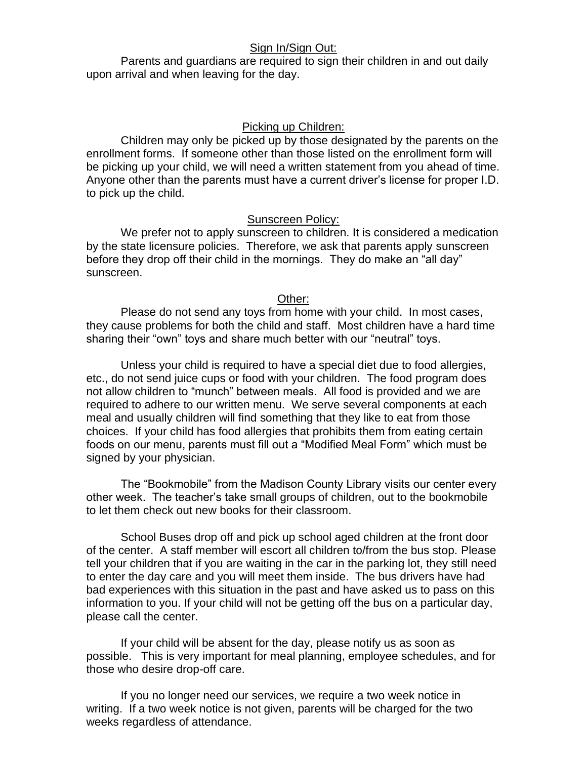## Sign In/Sign Out:

Parents and guardians are required to sign their children in and out daily upon arrival and when leaving for the day.

## Picking up Children:

Children may only be picked up by those designated by the parents on the enrollment forms. If someone other than those listed on the enrollment form will be picking up your child, we will need a written statement from you ahead of time. Anyone other than the parents must have a current driver's license for proper I.D. to pick up the child.

## Sunscreen Policy:

We prefer not to apply sunscreen to children. It is considered a medication by the state licensure policies. Therefore, we ask that parents apply sunscreen before they drop off their child in the mornings. They do make an "all day" sunscreen.

## Other:

Please do not send any toys from home with your child. In most cases, they cause problems for both the child and staff. Most children have a hard time sharing their "own" toys and share much better with our "neutral" toys.

Unless your child is required to have a special diet due to food allergies, etc., do not send juice cups or food with your children. The food program does not allow children to "munch" between meals. All food is provided and we are required to adhere to our written menu. We serve several components at each meal and usually children will find something that they like to eat from those choices. If your child has food allergies that prohibits them from eating certain foods on our menu, parents must fill out a "Modified Meal Form" which must be signed by your physician.

The "Bookmobile" from the Madison County Library visits our center every other week. The teacher's take small groups of children, out to the bookmobile to let them check out new books for their classroom.

School Buses drop off and pick up school aged children at the front door of the center. A staff member will escort all children to/from the bus stop. Please tell your children that if you are waiting in the car in the parking lot, they still need to enter the day care and you will meet them inside. The bus drivers have had bad experiences with this situation in the past and have asked us to pass on this information to you. If your child will not be getting off the bus on a particular day, please call the center.

If your child will be absent for the day, please notify us as soon as possible. This is very important for meal planning, employee schedules, and for those who desire drop-off care.

If you no longer need our services, we require a two week notice in writing. If a two week notice is not given, parents will be charged for the two weeks regardless of attendance.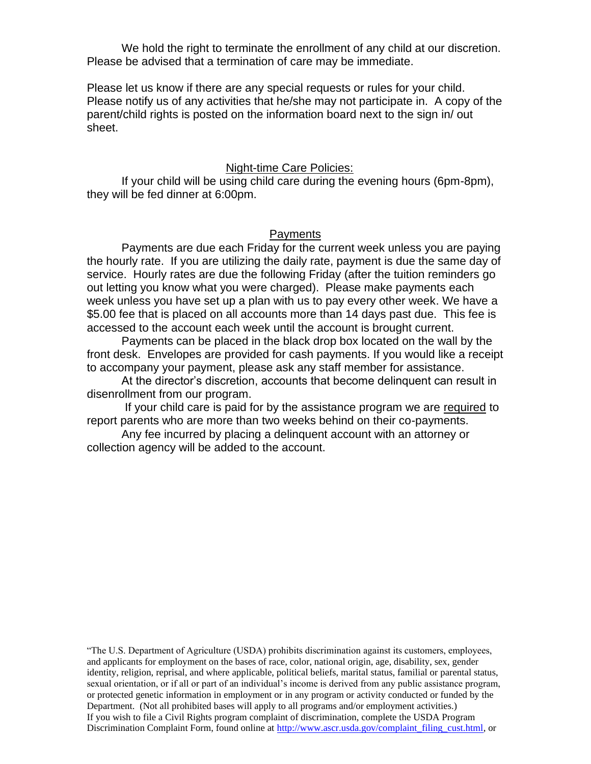We hold the right to terminate the enrollment of any child at our discretion. Please be advised that a termination of care may be immediate.

Please let us know if there are any special requests or rules for your child. Please notify us of any activities that he/she may not participate in. A copy of the parent/child rights is posted on the information board next to the sign in/ out sheet.

## Night-time Care Policies:

If your child will be using child care during the evening hours (6pm-8pm), they will be fed dinner at 6:00pm.

## Payments

Payments are due each Friday for the current week unless you are paying the hourly rate. If you are utilizing the daily rate, payment is due the same day of service. Hourly rates are due the following Friday (after the tuition reminders go out letting you know what you were charged). Please make payments each week unless you have set up a plan with us to pay every other week. We have a $5.00 fee that is placed on all accounts more than 14 days past due. This fee is accessed to the account each week until the account is brought current.

Payments can be placed in the black drop box located on the wall by the front desk. Envelopes are provided for cash payments. If you would like a receipt to accompany your payment, please ask any staff member for assistance.

At the director's discretion, accounts that become delinquent can result in disenrollment from our program.

If your child care is paid for by the assistance program we are required to report parents who are more than two weeks behind on their co-payments.

Any fee incurred by placing a delinquent account with an attorney or collection agency will be added to the account.

"The U.S. Department of Agriculture (USDA) prohibits discrimination against its customers, employees, and applicants for employment on the bases of race, color, national origin, age, disability, sex, gender identity, religion, reprisal, and where applicable, political beliefs, marital status, familial or parental status, sexual orientation, or if all or part of an individual's income is derived from any public assistance program, or protected genetic information in employment or in any program or activity conducted or funded by the Department. (Not all prohibited bases will apply to all programs and/or employment activities.)
If you wish to file a Civil Rights program complaint of discrimination, complete the USDA Program Discrimination Complaint Form, found online at http://www.ascr.usda.gov/complaint_filing_cust.html, or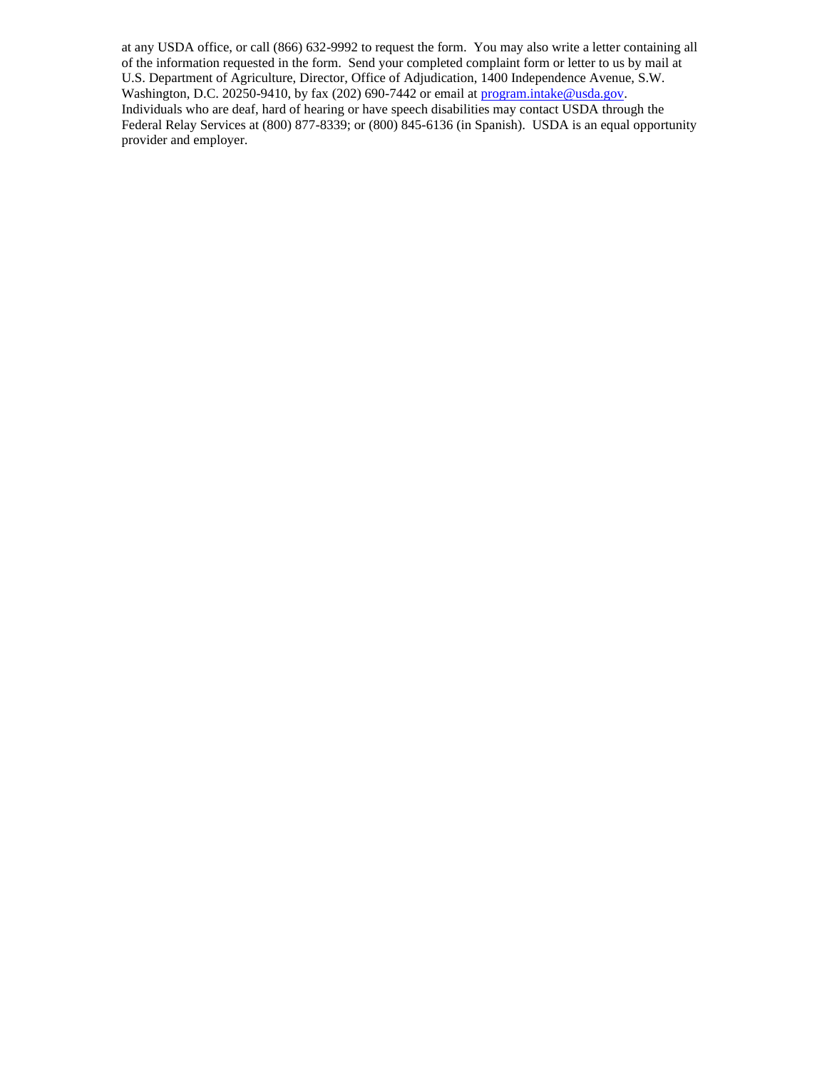at any USDA office, or call (866) 632-9992 to request the form. You may also write a letter containing all of the information requested in the form. Send your completed complaint form or letter to us by mail at U.S. Department of Agriculture, Director, Office of Adjudication, 1400 Independence Avenue, S.W. Washington, D.C. 20250-9410, by fax (202) 690-7442 or email at [program.intake@usda.gov](mailto:program.intake@usda.gov). Individuals who are deaf, hard of hearing or have speech disabilities may contact USDA through the Federal Relay Services at (800) 877-8339; or (800) 845-6136 (in Spanish). USDA is an equal opportunity provider and employer.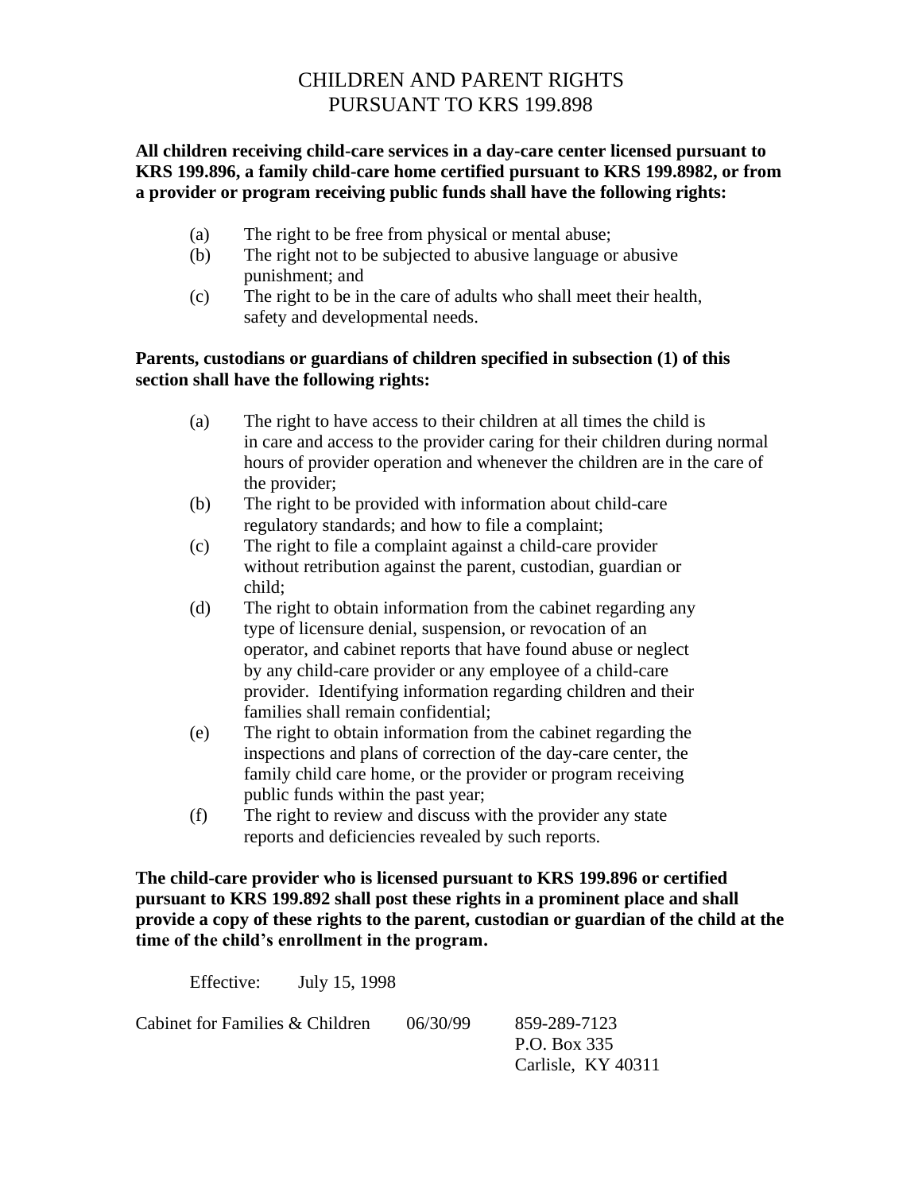# CHILDREN AND PARENT RIGHTS
# PURSUANT TO KRS 199.898

**All children receiving child-care services in a day-care center licensed pursuant to KRS 199.896, a family child-care home certified pursuant to KRS 199.8982, or from a provider or program receiving public funds shall have the following rights:**

(a) The right to be free from physical or mental abuse;
(b) The right not to be subjected to abusive language or abusive punishment; and
(c) The right to be in the care of adults who shall meet their health, safety and developmental needs.

**Parents, custodians or guardians of children specified in subsection (1) of this section shall have the following rights:**

(a) The right to have access to their children at all times the child is in care and access to the provider caring for their children during normal hours of provider operation and whenever the children are in the care of the provider;
(b) The right to be provided with information about child-care regulatory standards; and how to file a complaint;
(c) The right to file a complaint against a child-care provider without retribution against the parent, custodian, guardian or child;
(d) The right to obtain information from the cabinet regarding any type of licensure denial, suspension, or revocation of an operator, and cabinet reports that have found abuse or neglect by any child-care provider or any employee of a child-care provider. Identifying information regarding children and their families shall remain confidential;
(e) The right to obtain information from the cabinet regarding the inspections and plans of correction of the day-care center, the family child care home, or the provider or program receiving public funds within the past year;
(f) The right to review and discuss with the provider any state reports and deficiencies revealed by such reports.

**The child-care provider who is licensed pursuant to KRS 199.896 or certified pursuant to KRS 199.892 shall post these rights in a prominent place and shall provide a copy of these rights to the parent, custodian or guardian of the child at the time of the child's enrollment in the program.**

Effective: July 15, 1998

Cabinet for Families & Children 06/30/99 859-289-7123
P.O. Box 335
Carlisle, KY 40311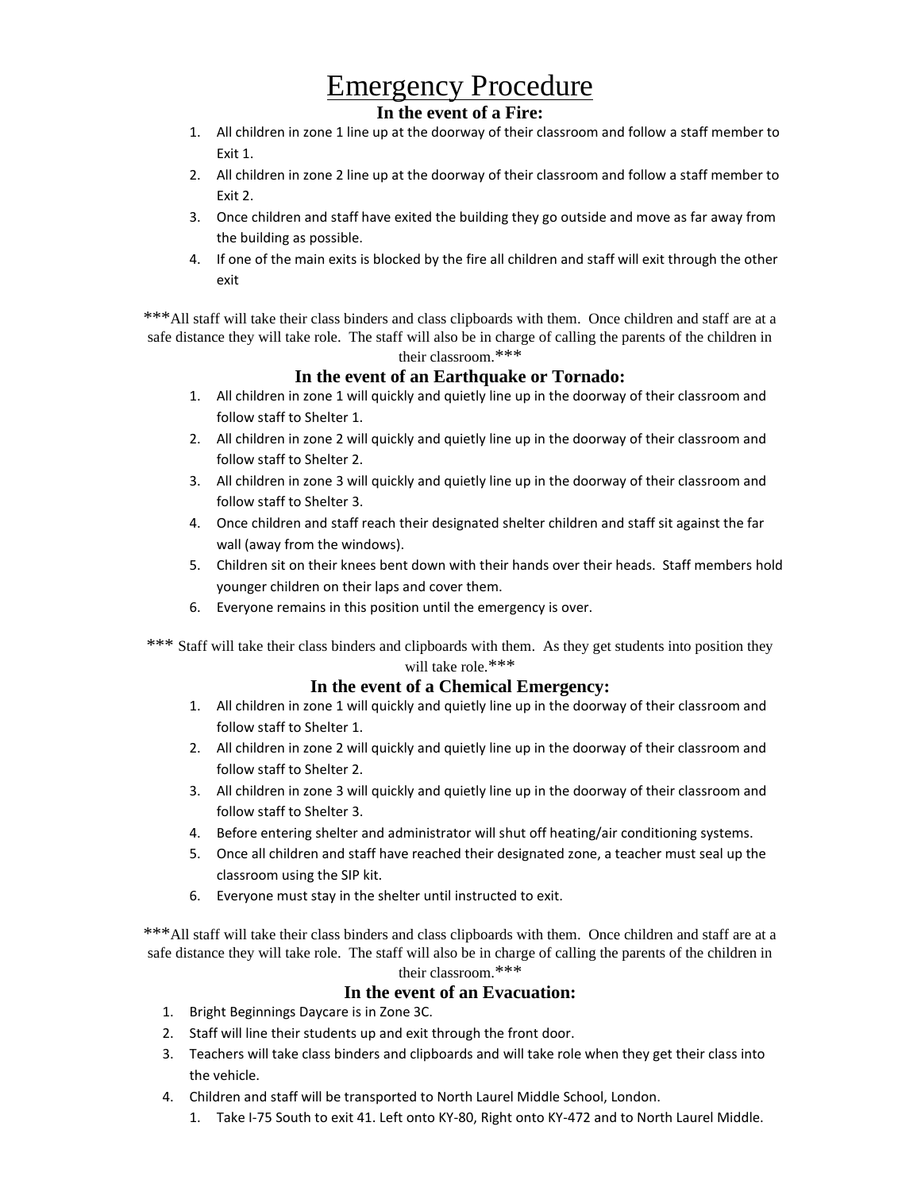# Emergency Procedure

## In the event of a Fire:

1. All children in zone 1 line up at the doorway of their classroom and follow a staff member to Exit 1.
2. All children in zone 2 line up at the doorway of their classroom and follow a staff member to Exit 2.
3. Once children and staff have exited the building they go outside and move as far away from the building as possible.
4. If one of the main exits is blocked by the fire all children and staff will exit through the other exit

***All staff will take their class binders and class clipboards with them. Once children and staff are at a safe distance they will take role. The staff will also be in charge of calling the parents of the children in their classroom.***

## In the event of an Earthquake or Tornado:

1. All children in zone 1 will quickly and quietly line up in the doorway of their classroom and follow staff to Shelter 1.
2. All children in zone 2 will quickly and quietly line up in the doorway of their classroom and follow staff to Shelter 2.
3. All children in zone 3 will quickly and quietly line up in the doorway of their classroom and follow staff to Shelter 3.
4. Once children and staff reach their designated shelter children and staff sit against the far wall (away from the windows).
5. Children sit on their knees bent down with their hands over their heads. Staff members hold younger children on their laps and cover them.
6. Everyone remains in this position until the emergency is over.

*** Staff will take their class binders and clipboards with them. As they get students into position they will take role.***

## In the event of a Chemical Emergency:

1. All children in zone 1 will quickly and quietly line up in the doorway of their classroom and follow staff to Shelter 1.
2. All children in zone 2 will quickly and quietly line up in the doorway of their classroom and follow staff to Shelter 2.
3. All children in zone 3 will quickly and quietly line up in the doorway of their classroom and follow staff to Shelter 3.
4. Before entering shelter and administrator will shut off heating/air conditioning systems.
5. Once all children and staff have reached their designated zone, a teacher must seal up the classroom using the SIP kit.
6. Everyone must stay in the shelter until instructed to exit.

***All staff will take their class binders and class clipboards with them. Once children and staff are at a safe distance they will take role. The staff will also be in charge of calling the parents of the children in their classroom.***

## In the event of an Evacuation:

1. Bright Beginnings Daycare is in Zone 3C.
2. Staff will line their students up and exit through the front door.
3. Teachers will take class binders and clipboards and will take role when they get their class into the vehicle.
4. Children and staff will be transported to North Laurel Middle School, London.
   1. Take I-75 South to exit 41. Left onto KY-80, Right onto KY-472 and to North Laurel Middle.